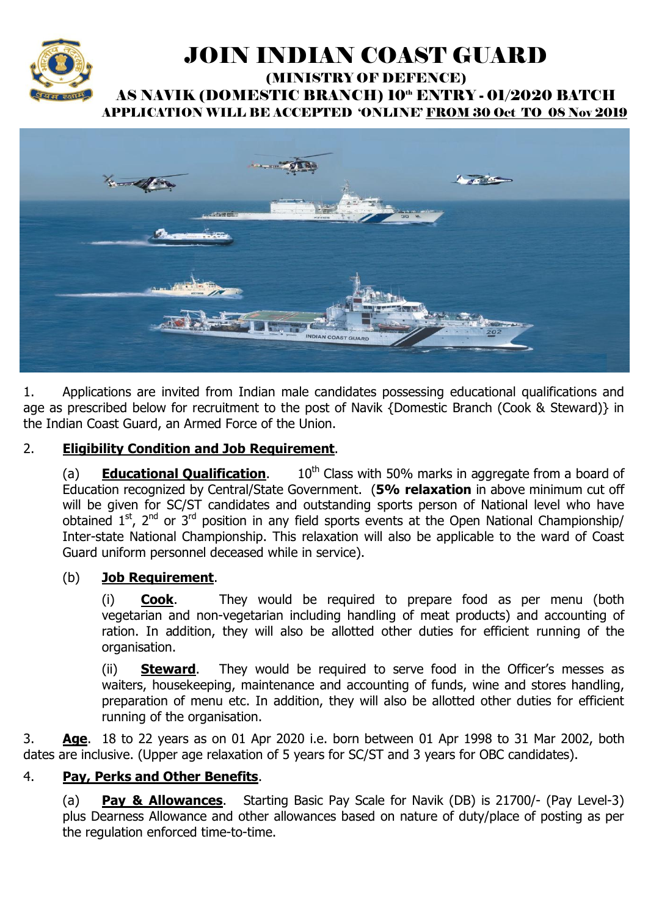# JOIN INDIAN COAST GUARD

## (MINISTRY OF DEFENCE)

## AS NAVIK (DOMESTIC BRANCH) 10th ENTRY - 01/2020 BATCH

### APPLICATION WILL BE ACCEPTED 'ONLINE' FROM 30 Oct TO 08 Nov 2019

1. Applications are invited from Indian male candidates possessing educational qualifications and age as prescribed below for recruitment to the post of Navik {Domestic Branch (Cook & Steward)} in the Indian Coast Guard, an Armed Force of the Union.

2. **Eligibility Condition and Job Requirement**.

(a) **Educational Qualification**. 10th Class with 50% marks in aggregate from a board of Education recognized by Central/State Government. (**5% relaxation** in above minimum cut off will be given for SC/ST candidates and outstanding sports person of National level who have obtained 1st, 2nd or 3rd position in any field sports events at the Open National Championship/ Inter-state National Championship. This relaxation will also be applicable to the ward of Coast Guard uniform personnel deceased while in service).

(b) **Job Requirement**.

(i) **Cook**. They would be required to prepare food as per menu (both vegetarian and non-vegetarian including handling of meat products) and accounting of ration. In addition, they will also be allotted other duties for efficient running of the organisation.

(ii) **Steward**. They would be required to serve food in the Officer's messes as waiters, housekeeping, maintenance and accounting of funds, wine and stores handling, preparation of menu etc. In addition, they will also be allotted other duties for efficient running of the organisation.

3. **Age**. 18 to 22 years as on 01 Apr 2020 i.e. born between 01 Apr 1998 to 31 Mar 2002, both dates are inclusive. (Upper age relaxation of 5 years for SC/ST and 3 years for OBC candidates).

4. **Pay, Perks and Other Benefits**.

(a) **Pay & Allowances**. Starting Basic Pay Scale for Navik (DB) is 21700/- (Pay Level-3) plus Dearness Allowance and other allowances based on nature of duty/place of posting as per the regulation enforced time-to-time.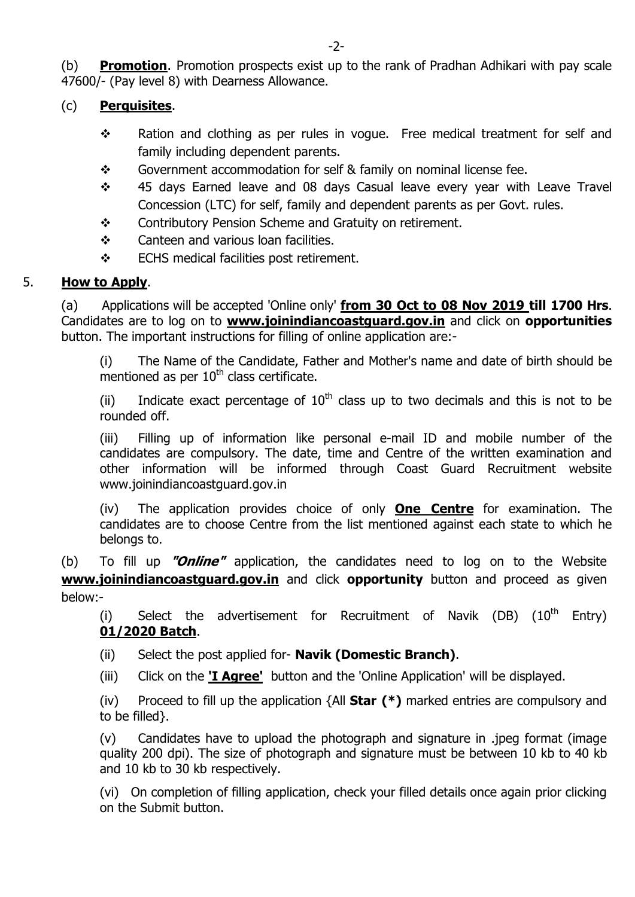(b) **Promotion**. Promotion prospects exist up to the rank of Pradhan Adhikari with pay scale 47600/- (Pay level 8) with Dearness Allowance.

(c) **Perquisites**.

- ❖ Ration and clothing as per rules in vogue. Free medical treatment for self and family including dependent parents.
- ❖ Government accommodation for self & family on nominal license fee.
- ❖ 45 days Earned leave and 08 days Casual leave every year with Leave Travel Concession (LTC) for self, family and dependent parents as per Govt. rules.
- ❖ Contributory Pension Scheme and Gratuity on retirement.
- ❖ Canteen and various loan facilities.
- ❖ ECHS medical facilities post retirement.

5. **How to Apply**.

(a) Applications will be accepted 'Online only' **from 30 Oct to 08 Nov 2019 till 1700 Hrs**. Candidates are to log on to **www.joinindiancoastguard.gov.in** and click on **opportunities** button. The important instructions for filling of online application are:-

(i) The Name of the Candidate, Father and Mother's name and date of birth should be mentioned as per 10th class certificate.

(ii) Indicate exact percentage of 10th class up to two decimals and this is not to be rounded off.

(iii) Filling up of information like personal e-mail ID and mobile number of the candidates are compulsory. The date, time and Centre of the written examination and other information will be informed through Coast Guard Recruitment website www.joinindiancoastguard.gov.in

(iv) The application provides choice of only **One Centre** for examination. The candidates are to choose Centre from the list mentioned against each state to which he belongs to.

(b) To fill up ***"Online"*** application, the candidates need to log on to the Website **www.joinindiancoastguard.gov.in** and click **opportunity** button and proceed as given below:-

(i) Select the advertisement for Recruitment of Navik (DB) (10th Entry) **01/2020 Batch**.

(ii) Select the post applied for- **Navik (Domestic Branch)**.

(iii) Click on the **'I Agree'** button and the 'Online Application' will be displayed.

(iv) Proceed to fill up the application {All **Star (*)** marked entries are compulsory and to be filled}.

(v) Candidates have to upload the photograph and signature in .jpeg format (image quality 200 dpi). The size of photograph and signature must be between 10 kb to 40 kb and 10 kb to 30 kb respectively.

(vi) On completion of filling application, check your filled details once again prior clicking on the Submit button.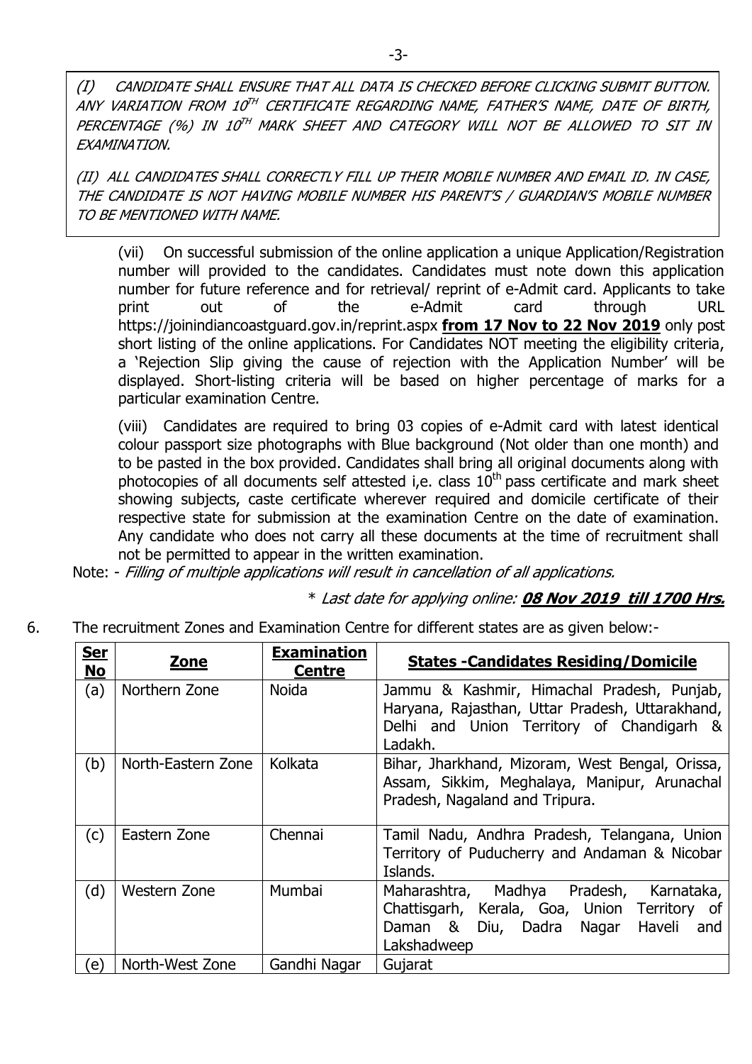*(I) CANDIDATE SHALL ENSURE THAT ALL DATA IS CHECKED BEFORE CLICKING SUBMIT BUTTON. ANY VARIATION FROM 10$^{TH}$ CERTIFICATE REGARDING NAME, FATHER'S NAME, DATE OF BIRTH, PERCENTAGE (%) IN 10$^{TH}$ MARK SHEET AND CATEGORY WILL NOT BE ALLOWED TO SIT IN EXAMINATION.*

*(II) ALL CANDIDATES SHALL CORRECTLY FILL UP THEIR MOBILE NUMBER AND EMAIL ID. IN CASE, THE CANDIDATE IS NOT HAVING MOBILE NUMBER HIS PARENT'S / GUARDIAN'S MOBILE NUMBER TO BE MENTIONED WITH NAME.*

(vii) On successful submission of the online application a unique Application/Registration number will provided to the candidates. Candidates must note down this application number for future reference and for retrieval/ reprint of e-Admit card. Applicants to take print out of the e-Admit card through URL https://joinindiancoastguard.gov.in/reprint.aspx **from 17 Nov to 22 Nov 2019** only post short listing of the online applications. For Candidates NOT meeting the eligibility criteria, a 'Rejection Slip giving the cause of rejection with the Application Number' will be displayed. Short-listing criteria will be based on higher percentage of marks for a particular examination Centre.

(viii) Candidates are required to bring 03 copies of e-Admit card with latest identical colour passport size photographs with Blue background (Not older than one month) and to be pasted in the box provided. Candidates shall bring all original documents along with photocopies of all documents self attested i,e. class 10$^{th}$ pass certificate and mark sheet showing subjects, caste certificate wherever required and domicile certificate of their respective state for submission at the examination Centre on the date of examination. Any candidate who does not carry all these documents at the time of recruitment shall not be permitted to appear in the written examination.

Note: - *Filling of multiple applications will result in cancellation of all applications.*

*\* Last date for applying online:* ***08 Nov 2019 till 1700 Hrs.***

6. The recruitment Zones and Examination Centre for different states are as given below:-

| **Ser No** | **Zone** | **Examination Centre** | **States -Candidates Residing/Domicile** |
|---|---|---|---|
| (a) | Northern Zone | Noida | Jammu & Kashmir, Himachal Pradesh, Punjab, Haryana, Rajasthan, Uttar Pradesh, Uttarakhand, Delhi and Union Territory of Chandigarh & Ladakh. |
| (b) | North-Eastern Zone | Kolkata | Bihar, Jharkhand, Mizoram, West Bengal, Orissa, Assam, Sikkim, Meghalaya, Manipur, Arunachal Pradesh, Nagaland and Tripura. |
| (c) | Eastern Zone | Chennai | Tamil Nadu, Andhra Pradesh, Telangana, Union Territory of Puducherry and Andaman & Nicobar Islands. |
| (d) | Western Zone | Mumbai | Maharashtra, Madhya Pradesh, Karnataka, Chattisgarh, Kerala, Goa, Union Territory of Daman & Diu, Dadra Nagar Haveli and Lakshadweep |
| (e) | North-West Zone | Gandhi Nagar | Gujarat |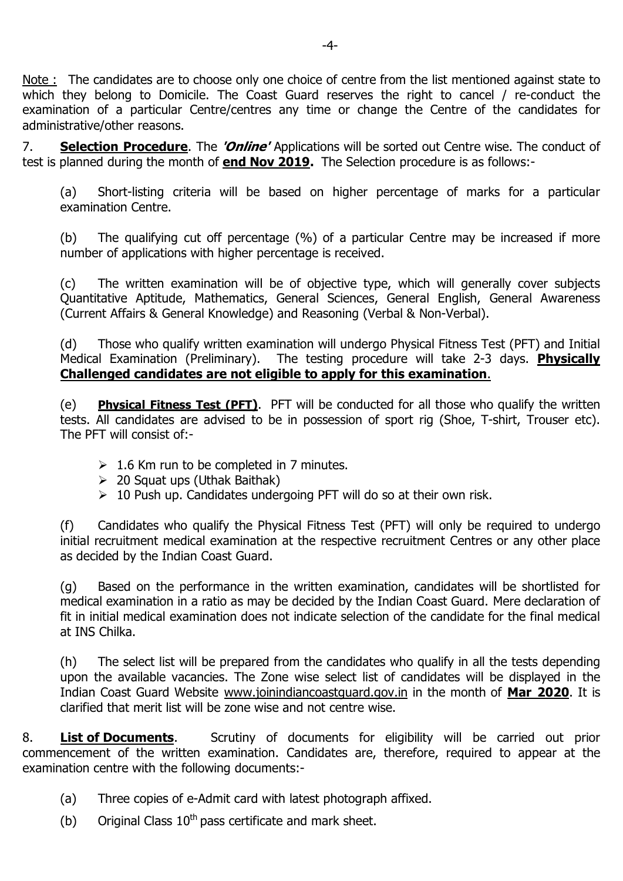Note : The candidates are to choose only one choice of centre from the list mentioned against state to which they belong to Domicile. The Coast Guard reserves the right to cancel / re-conduct the examination of a particular Centre/centres any time or change the Centre of the candidates for administrative/other reasons.

7. **Selection Procedure**. The ***'Online'*** Applications will be sorted out Centre wise. The conduct of test is planned during the month of **end Nov 2019.** The Selection procedure is as follows:-

(a) Short-listing criteria will be based on higher percentage of marks for a particular examination Centre.

(b) The qualifying cut off percentage (%) of a particular Centre may be increased if more number of applications with higher percentage is received.

(c) The written examination will be of objective type, which will generally cover subjects Quantitative Aptitude, Mathematics, General Sciences, General English, General Awareness (Current Affairs & General Knowledge) and Reasoning (Verbal & Non-Verbal).

(d) Those who qualify written examination will undergo Physical Fitness Test (PFT) and Initial Medical Examination (Preliminary). The testing procedure will take 2-3 days. **Physically Challenged candidates are not eligible to apply for this examination**.

(e) **Physical Fitness Test (PFT)**. PFT will be conducted for all those who qualify the written tests. All candidates are advised to be in possession of sport rig (Shoe, T-shirt, Trouser etc). The PFT will consist of:-

- 1.6 Km run to be completed in 7 minutes.
- 20 Squat ups (Uthak Baithak)
- 10 Push up. Candidates undergoing PFT will do so at their own risk.

(f) Candidates who qualify the Physical Fitness Test (PFT) will only be required to undergo initial recruitment medical examination at the respective recruitment Centres or any other place as decided by the Indian Coast Guard.

(g) Based on the performance in the written examination, candidates will be shortlisted for medical examination in a ratio as may be decided by the Indian Coast Guard. Mere declaration of fit in initial medical examination does not indicate selection of the candidate for the final medical at INS Chilka.

(h) The select list will be prepared from the candidates who qualify in all the tests depending upon the available vacancies. The Zone wise select list of candidates will be displayed in the Indian Coast Guard Website www.joinindiancoastguard.gov.in in the month of **Mar 2020**. It is clarified that merit list will be zone wise and not centre wise.

8. **List of Documents**. Scrutiny of documents for eligibility will be carried out prior commencement of the written examination. Candidates are, therefore, required to appear at the examination centre with the following documents:-

(a) Three copies of e-Admit card with latest photograph affixed.

(b) Original Class 10th pass certificate and mark sheet.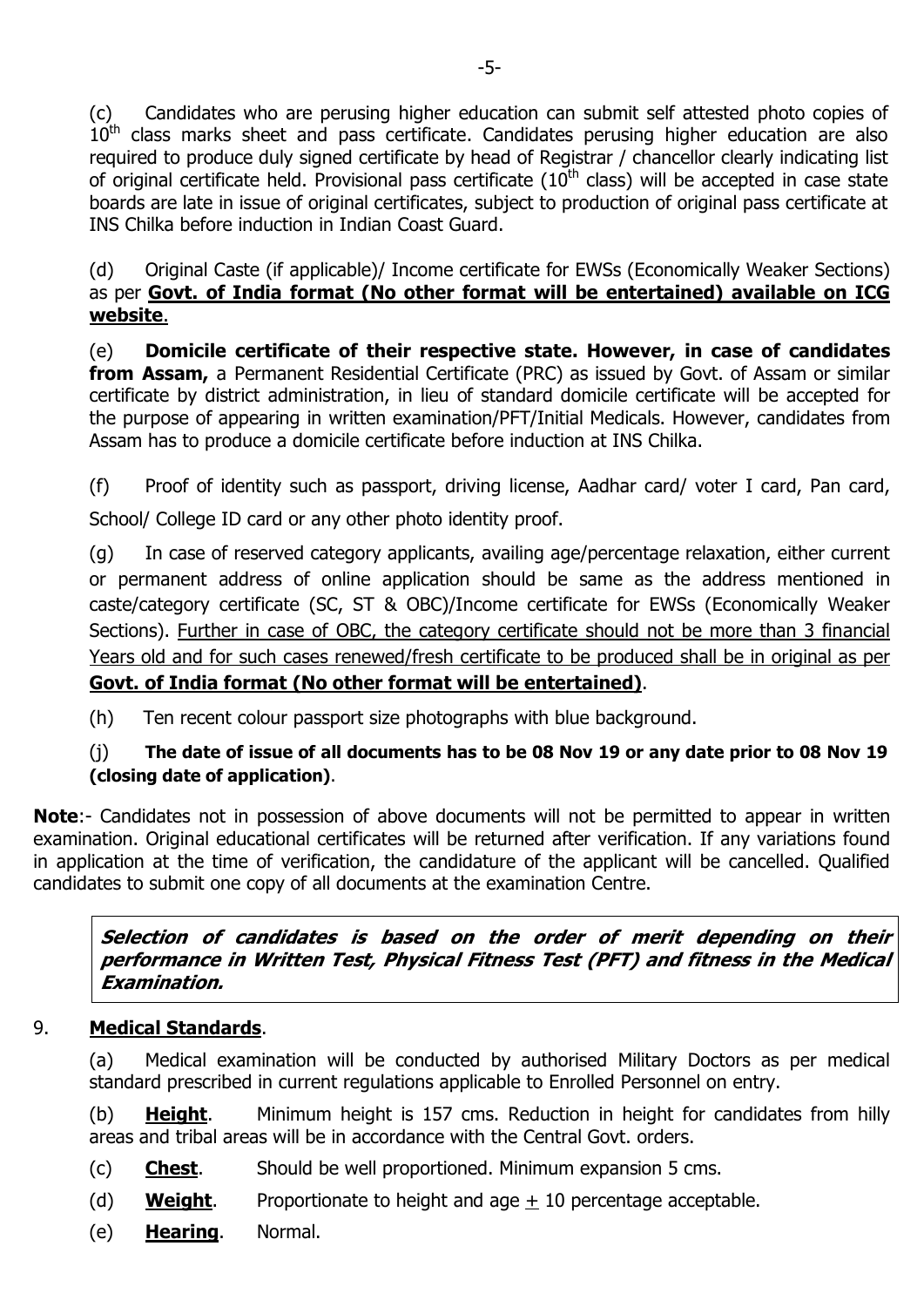(c) Candidates who are perusing higher education can submit self attested photo copies of 10th class marks sheet and pass certificate. Candidates perusing higher education are also required to produce duly signed certificate by head of Registrar / chancellor clearly indicating list of original certificate held. Provisional pass certificate (10th class) will be accepted in case state boards are late in issue of original certificates, subject to production of original pass certificate at INS Chilka before induction in Indian Coast Guard.

(d) Original Caste (if applicable)/ Income certificate for EWSs (Economically Weaker Sections) as per **Govt. of India format (No other format will be entertained) available on ICG website**.

(e) **Domicile certificate of their respective state. However, in case of candidates from Assam,** a Permanent Residential Certificate (PRC) as issued by Govt. of Assam or similar certificate by district administration, in lieu of standard domicile certificate will be accepted for the purpose of appearing in written examination/PFT/Initial Medicals. However, candidates from Assam has to produce a domicile certificate before induction at INS Chilka.

(f) Proof of identity such as passport, driving license, Aadhar card/ voter I card, Pan card, School/ College ID card or any other photo identity proof.

(g) In case of reserved category applicants, availing age/percentage relaxation, either current or permanent address of online application should be same as the address mentioned in caste/category certificate (SC, ST & OBC)/Income certificate for EWSs (Economically Weaker Sections). Further in case of OBC, the category certificate should not be more than 3 financial Years old and for such cases renewed/fresh certificate to be produced shall be in original as per **Govt. of India format (No other format will be entertained)**.

(h) Ten recent colour passport size photographs with blue background.

(j) **The date of issue of all documents has to be 08 Nov 19 or any date prior to 08 Nov 19 (closing date of application)**.

**Note**:- Candidates not in possession of above documents will not be permitted to appear in written examination. Original educational certificates will be returned after verification. If any variations found in application at the time of verification, the candidature of the applicant will be cancelled. Qualified candidates to submit one copy of all documents at the examination Centre.

***Selection of candidates is based on the order of merit depending on their performance in Written Test, Physical Fitness Test (PFT) and fitness in the Medical Examination.***

9. **Medical Standards**.

(a) Medical examination will be conducted by authorised Military Doctors as per medical standard prescribed in current regulations applicable to Enrolled Personnel on entry.

(b) **Height**. Minimum height is 157 cms. Reduction in height for candidates from hilly areas and tribal areas will be in accordance with the Central Govt. orders.

(c) **Chest**. Should be well proportioned. Minimum expansion 5 cms.

(d) **Weight**. Proportionate to height and age $\pm$ 10 percentage acceptable.

(e) **Hearing**. Normal.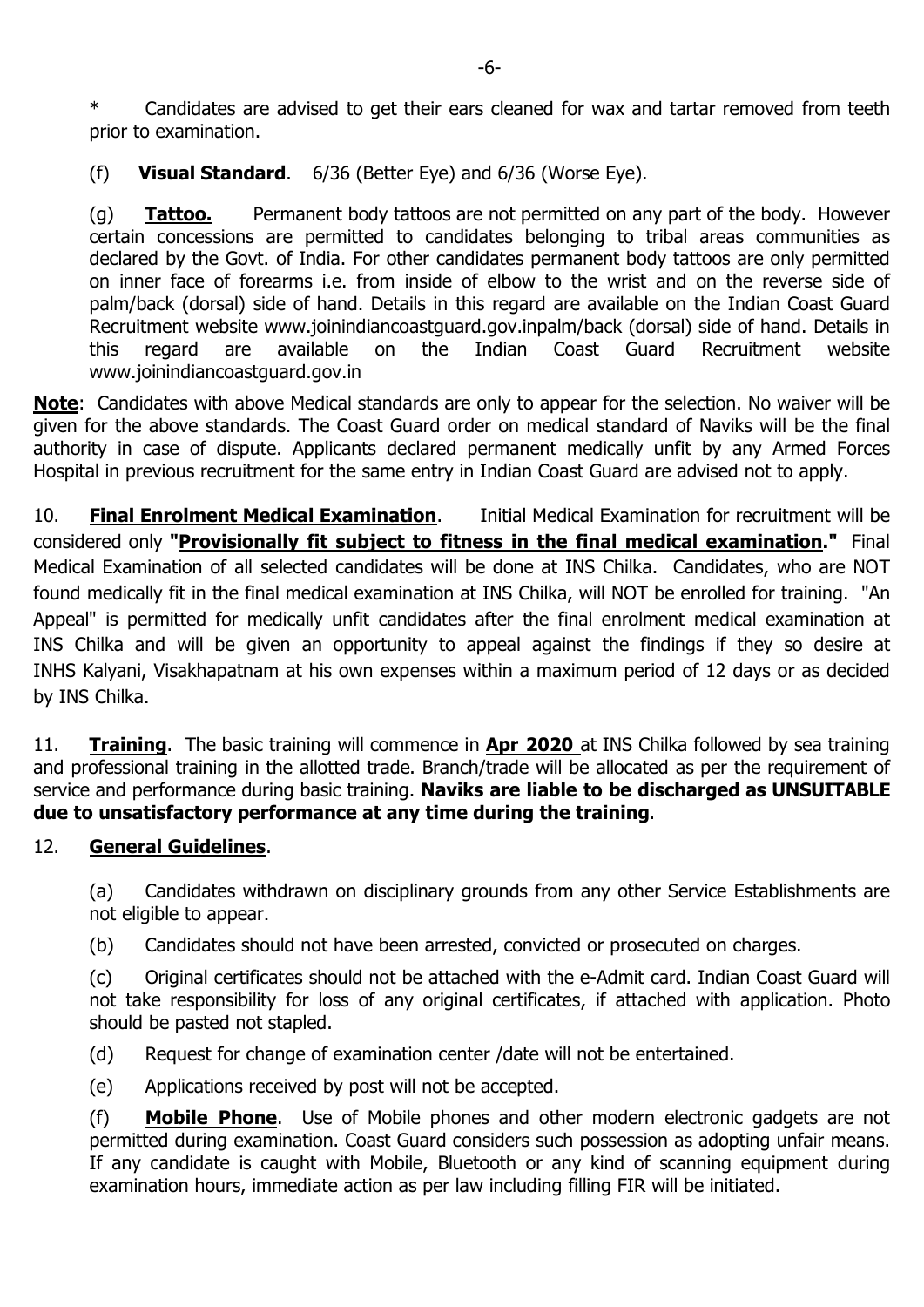\*     Candidates are advised to get their ears cleaned for wax and tartar removed from teeth prior to examination.

(f)  **Visual Standard**.  6/36 (Better Eye) and 6/36 (Worse Eye).

(g)  **Tattoo.**  Permanent body tattoos are not permitted on any part of the body. However certain concessions are permitted to candidates belonging to tribal areas communities as declared by the Govt. of India. For other candidates permanent body tattoos are only permitted on inner face of forearms i.e. from inside of elbow to the wrist and on the reverse side of palm/back (dorsal) side of hand. Details in this regard are available on the Indian Coast Guard Recruitment website www.joinindiancoastguard.gov.inpalm/back (dorsal) side of hand. Details in this regard are available on the Indian Coast Guard Recruitment website www.joinindiancoastguard.gov.in

**Note**: Candidates with above Medical standards are only to appear for the selection. No waiver will be given for the above standards. The Coast Guard order on medical standard of Naviks will be the final authority in case of dispute. Applicants declared permanent medically unfit by any Armed Forces Hospital in previous recruitment for the same entry in Indian Coast Guard are advised not to apply.

10. **Final Enrolment Medical Examination**.  Initial Medical Examination for recruitment will be considered only **"Provisionally fit subject to fitness in the final medical examination."** Final Medical Examination of all selected candidates will be done at INS Chilka. Candidates, who are NOT found medically fit in the final medical examination at INS Chilka, will NOT be enrolled for training. "An Appeal" is permitted for medically unfit candidates after the final enrolment medical examination at INS Chilka and will be given an opportunity to appeal against the findings if they so desire at INHS Kalyani, Visakhapatnam at his own expenses within a maximum period of 12 days or as decided by INS Chilka.

11. **Training**. The basic training will commence in **Apr 2020** at INS Chilka followed by sea training and professional training in the allotted trade. Branch/trade will be allocated as per the requirement of service and performance during basic training. **Naviks are liable to be discharged as UNSUITABLE due to unsatisfactory performance at any time during the training**.

12. **General Guidelines**.

(a) Candidates withdrawn on disciplinary grounds from any other Service Establishments are not eligible to appear.

(b) Candidates should not have been arrested, convicted or prosecuted on charges.

(c) Original certificates should not be attached with the e-Admit card. Indian Coast Guard will not take responsibility for loss of any original certificates, if attached with application. Photo should be pasted not stapled.

(d) Request for change of examination center /date will not be entertained.

(e) Applications received by post will not be accepted.

(f) **Mobile Phone**. Use of Mobile phones and other modern electronic gadgets are not permitted during examination. Coast Guard considers such possession as adopting unfair means. If any candidate is caught with Mobile, Bluetooth or any kind of scanning equipment during examination hours, immediate action as per law including filling FIR will be initiated.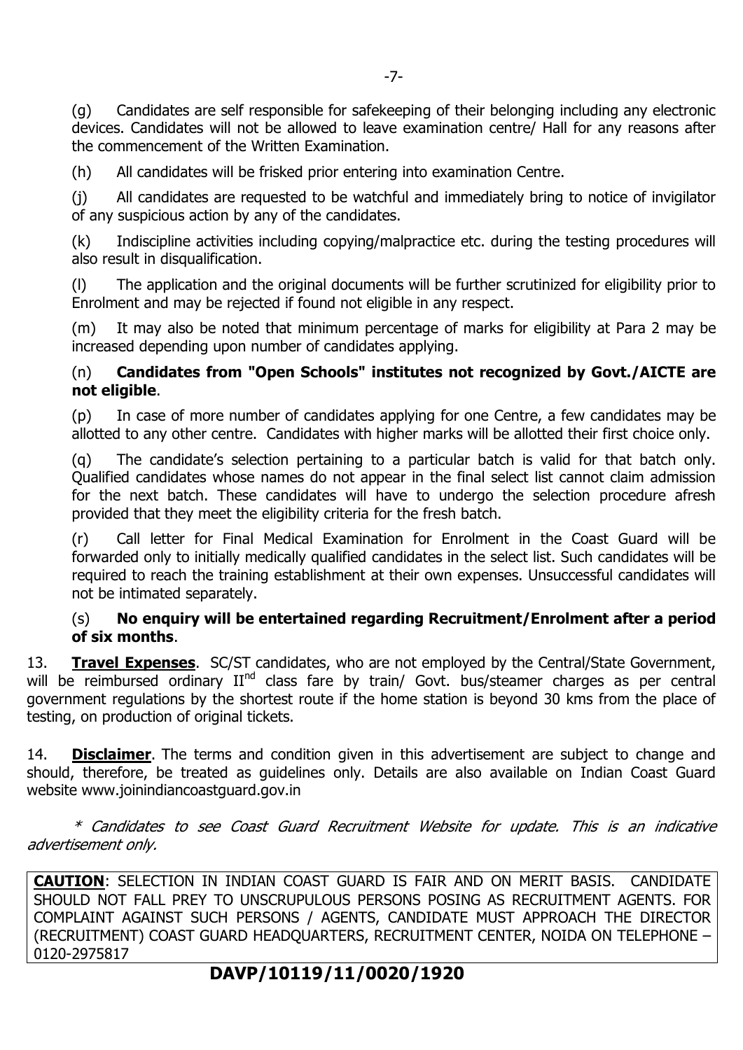(g) Candidates are self responsible for safekeeping of their belonging including any electronic devices. Candidates will not be allowed to leave examination centre/ Hall for any reasons after the commencement of the Written Examination.

(h) All candidates will be frisked prior entering into examination Centre.

(j) All candidates are requested to be watchful and immediately bring to notice of invigilator of any suspicious action by any of the candidates.

(k) Indiscipline activities including copying/malpractice etc. during the testing procedures will also result in disqualification.

(l) The application and the original documents will be further scrutinized for eligibility prior to Enrolment and may be rejected if found not eligible in any respect.

(m) It may also be noted that minimum percentage of marks for eligibility at Para 2 may be increased depending upon number of candidates applying.

(n) **Candidates from "Open Schools" institutes not recognized by Govt./AICTE are not eligible**.

(p) In case of more number of candidates applying for one Centre, a few candidates may be allotted to any other centre. Candidates with higher marks will be allotted their first choice only.

(q) The candidate's selection pertaining to a particular batch is valid for that batch only. Qualified candidates whose names do not appear in the final select list cannot claim admission for the next batch. These candidates will have to undergo the selection procedure afresh provided that they meet the eligibility criteria for the fresh batch.

(r) Call letter for Final Medical Examination for Enrolment in the Coast Guard will be forwarded only to initially medically qualified candidates in the select list. Such candidates will be required to reach the training establishment at their own expenses. Unsuccessful candidates will not be intimated separately.

(s) **No enquiry will be entertained regarding Recruitment/Enrolment after a period of six months**.

13. **Travel Expenses**. SC/ST candidates, who are not employed by the Central/State Government, will be reimbursed ordinary II[nd] class fare by train/ Govt. bus/steamer charges as per central government regulations by the shortest route if the home station is beyond 30 kms from the place of testing, on production of original tickets.

14. **Disclaimer**. The terms and condition given in this advertisement are subject to change and should, therefore, be treated as guidelines only. Details are also available on Indian Coast Guard website www.joinindiancoastguard.gov.in

*\* Candidates to see Coast Guard Recruitment Website for update. This is an indicative advertisement only.*

**CAUTION**: SELECTION IN INDIAN COAST GUARD IS FAIR AND ON MERIT BASIS. CANDIDATE SHOULD NOT FALL PREY TO UNSCRUPULOUS PERSONS POSING AS RECRUITMENT AGENTS. FOR COMPLAINT AGAINST SUCH PERSONS / AGENTS, CANDIDATE MUST APPROACH THE DIRECTOR (RECRUITMENT) COAST GUARD HEADQUARTERS, RECRUITMENT CENTER, NOIDA ON TELEPHONE – 0120-2975817

**DAVP/10119/11/0020/1920**